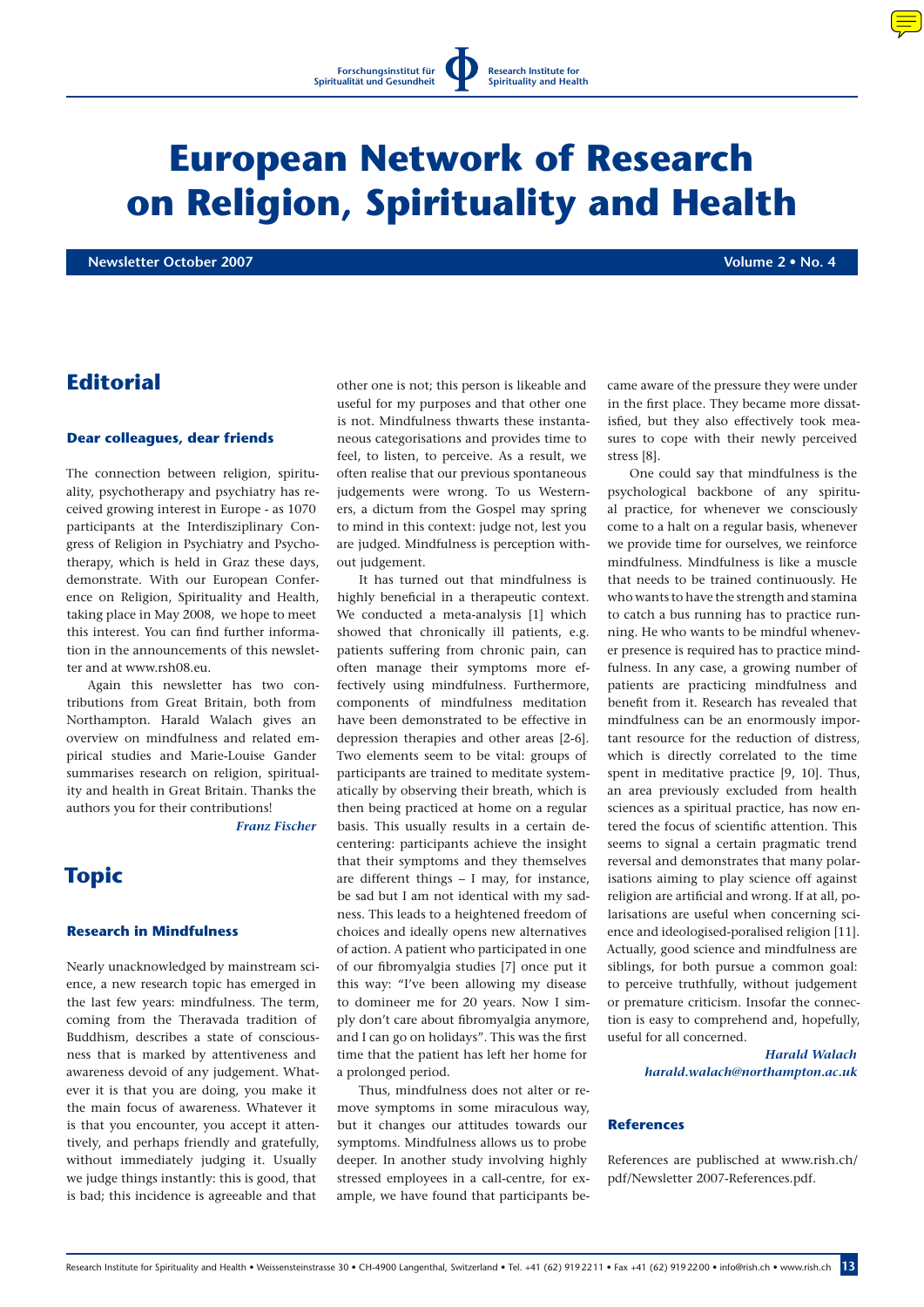Forschungsinstitut für Spiritualität und Gesundheit

Research Institute for Spirituality and Health

# European Network of Research on Religion, Spirituality and Health

**Newsletter October 2007** **Volume 2 • No. 4**

## Editorial

### Dear colleagues, dear friends

The connection between religion, spirituality, psychotherapy and psychiatry has received growing interest in Europe - as 1070 participants at the Interdisziplinary Congress of Religion in Psychiatry and Psychotherapy, which is held in Graz these days, demonstrate. With our European Conference on Religion, Spirituality and Health, taking place in May 2008, we hope to meet this interest. You can find further information in the announcements of this newsletter and at www.rsh08.eu.

Again this newsletter has two contributions from Great Britain, both from Northampton. Harald Walach gives an overview on mindfulness and related empirical studies and Marie-Louise Gander summarises research on religion, spirituality and health in Great Britain. Thanks the authors you for their contributions!

*Franz Fischer*

## Topic

### Research in Mindfulness

Nearly unacknowledged by mainstream science, a new research topic has emerged in the last few years: mindfulness. The term, coming from the Theravada tradition of Buddhism, describes a state of consciousness that is marked by attentiveness and awareness devoid of any judgement. Whatever it is that you are doing, you make it the main focus of awareness. Whatever it is that you encounter, you accept it attentively, and perhaps friendly and gratefully, without immediately judging it. Usually we judge things instantly: this is good, that is bad; this incidence is agreeable and that other one is not; this person is likeable and useful for my purposes and that other one is not. Mindfulness thwarts these instantaneous categorisations and provides time to feel, to listen, to perceive. As a result, we often realise that our previous spontaneous judgements were wrong. To us Westerners, a dictum from the Gospel may spring to mind in this context: judge not, lest you are judged. Mindfulness is perception without judgement.

It has turned out that mindfulness is highly beneficial in a therapeutic context. We conducted a meta-analysis [1] which showed that chronically ill patients, e.g. patients suffering from chronic pain, can often manage their symptoms more effectively using mindfulness. Furthermore, components of mindfulness meditation have been demonstrated to be effective in depression therapies and other areas [2-6]. Two elements seem to be vital: groups of participants are trained to meditate systematically by observing their breath, which is then being practiced at home on a regular basis. This usually results in a certain de-centering: participants achieve the insight that their symptoms and they themselves are different things – I may, for instance, be sad but I am not identical with my sadness. This leads to a heightened freedom of choices and ideally opens new alternatives of action. A patient who participated in one of our fibromyalgia studies [7] once put it this way: "I've been allowing my disease to domineer me for 20 years. Now I simply don't care about fibromyalgia anymore, and I can go on holidays". This was the first time that the patient has left her home for a prolonged period.

Thus, mindfulness does not alter or remove symptoms in some miraculous way, but it changes our attitudes towards our symptoms. Mindfulness allows us to probe deeper. In another study involving highly stressed employees in a call-centre, for example, we have found that participants became aware of the pressure they were under in the first place. They became more dissatisfied, but they also effectively took measures to cope with their newly perceived stress [8].

One could say that mindfulness is the psychological backbone of any spiritual practice, for whenever we consciously come to a halt on a regular basis, whenever we provide time for ourselves, we reinforce mindfulness. Mindfulness is like a muscle that needs to be trained continuously. He who wants to have the strength and stamina to catch a bus running has to practice running. He who wants to be mindful whenever presence is required has to practice mindfulness. In any case, a growing number of patients are practicing mindfulness and benefit from it. Research has revealed that mindfulness can be an enormously important resource for the reduction of distress, which is directly correlated to the time spent in meditative practice [9, 10]. Thus, an area previously excluded from health sciences as a spiritual practice, has now entered the focus of scientific attention. This seems to signal a certain pragmatic trend reversal and demonstrates that many polarisations aiming to play science off against religion are artificial and wrong. If at all, polarisations are useful when concerning science and ideologised-poralised religion [11]. Actually, good science and mindfulness are siblings, for both pursue a common goal: to perceive truthfully, without judgement or premature criticism. Insofar the connection is easy to comprehend and, hopefully, useful for all concerned.

*Harald Walach*
*harald.walach@northampton.ac.uk*

### References

References are publisched at www.rish.ch/pdf/Newsletter 2007-References.pdf.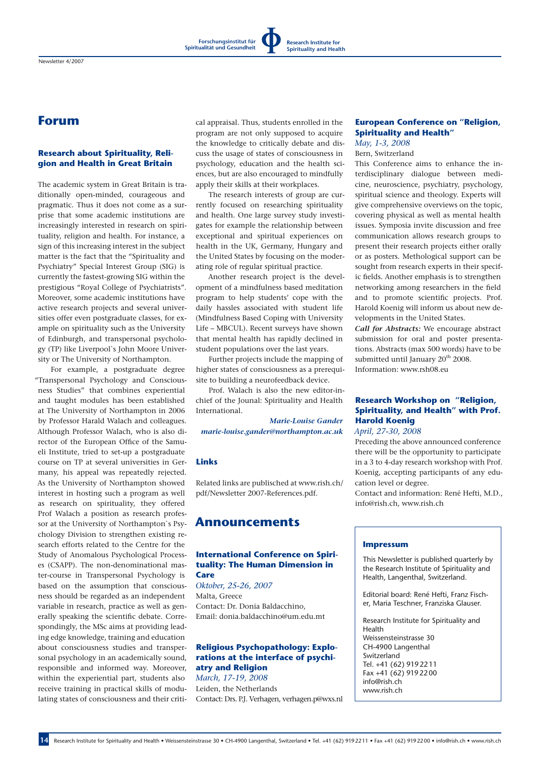# Forum

### Research about Spirituality, Religion and Health in Great Britain

The academic system in Great Britain is traditionally open-minded, courageous and pragmatic. Thus it does not come as a surprise that some academic institutions are increasingly interested in research on spirituality, religion and health. For instance, a sign of this increasing interest in the subject matter is the fact that the "Spirituality and Psychiatry" Special Interest Group (SIG) is currently the fastest-growing SIG within the prestigious "Royal College of Psychiatrists". Moreover, some academic institutions have active research projects and several universities offer even postgraduate classes, for example on spirituality such as the University of Edinburgh, and transpersonal psychology (TP) like Liverpool`s John Moore University or The University of Northampton.

For example, a postgraduate degree "Transpersonal Psychology and Consciousness Studies" that combines experiential and taught modules has been established at The University of Northampton in 2006 by Professor Harald Walach and colleagues. Although Professor Walach, who is also director of the European Office of the Samueli Institute, tried to set-up a postgraduate course on TP at several universities in Germany, his appeal was repeatedly rejected. As the University of Northampton showed interest in hosting such a program as well as research on spirituality, they offered Prof Walach a position as research professor at the University of Northampton`s Psychology Division to strengthen existing research efforts related to the Centre for the Study of Anomalous Psychological Processes (CSAPP). The non-denominational master-course in Transpersonal Psychology is based on the assumption that consciousness should be regarded as an independent variable in research, practice as well as generally speaking the scientific debate. Correspondingly, the MSc aims at providing leading edge knowledge, training and education about consciousness studies and transpersonal psychology in an academically sound, responsible and informed way. Moreover, within the experiential part, students also receive training in practical skills of modulating states of consciousness and their critical appraisal. Thus, students enrolled in the program are not only supposed to acquire the knowledge to critically debate and discuss the usage of states of consciousness in psychology, education and the health sciences, but are also encouraged to mindfully apply their skills at their workplaces.

The research interests of group are currently focused on researching spirituality and health. One large survey study investigates for example the relationship between exceptional and spiritual experiences on health in the UK, Germany, Hungary and the United States by focusing on the moderating role of regular spiritual practice.

Another research project is the development of a mindfulness based meditation program to help students' cope with the daily hassles associated with student life (Mindfulness Based Coping with University Life – MBCUL). Recent surveys have shown that mental health has rapidly declined in student populations over the last years.

Further projects include the mapping of higher states of consciousness as a prerequisite to building a neurofeedback device.

Prof. Walach is also the new editor-in-chief of the Jounal: Spirituality and Health International.

***Marie-Louise Gander***
***marie-louise.gander@northampton.ac.uk***

### Links

Related links are published at www.rish.ch/pdf/Newsletter 2007-References.pdf.

# Announcements

### International Conference on Spirituality: The Human Dimension in Care

*Oktober, 25-26, 2007*

Malta, Greece
Contact: Dr. Donia Baldacchino,
Email: donia.baldacchino@um.edu.mt

### Religious Psychopathology: Explorations at the interface of psychiatry and Religion

*March, 17-19, 2008*

Leiden, the Netherlands
Contact: Drs. P.J. Verhagen, verhagen.p@wxs.nl

### European Conference on "Religion, Spirituality and Health"

*May, 1-3, 2008*

Bern, Switzerland

This Conference aims to enhance the interdisciplinary dialogue between medicine, neuroscience, psychiatry, psychology, spiritual science and theology. Experts will give comprehensive overviews on the topic, covering physical as well as mental health issues. Symposia invite discussion and free communication allows research groups to present their research projects either orally or as posters. Methological support can be sought from research experts in their specific fields. Another emphasis is to strengthen networking among researchers in the field and to promote scientific projects. Prof. Harold Koenig will inform us about new developments in the United States.

***Call for Abstracts:*** We encourage abstract submission for oral and poster presentations. Abstracts (max 500 words) have to be submitted until January 20th 2008.
Information: www.rsh08.eu

### Research Workshop on "Religion, Spirituality, and Health" with Prof. Harold Koenig

*April, 27-30, 2008*

Preceding the above announced conference there will be the opportunity to participate in a 3 to 4-day research workshop with Prof. Koenig, accepting participants of any education level or degree.

Contact and information: René Hefti, M.D., info@rish.ch, www.rish.ch

### Impressum

This Newsletter is published quarterly by the Research Institute of Spirituality and Health, Langenthal, Switzerland.

Editorial board: René Hefti, Franz Fischer, Maria Teschner, Franziska Glauser.

Research Institute for Spirituality and Health
Weissensteinstrasse 30
CH-4900 Langenthal
Switzerland
Tel. +41 (62) 919 22 11
Fax +41 (62) 919 22 00
info@rish.ch
www.rish.ch